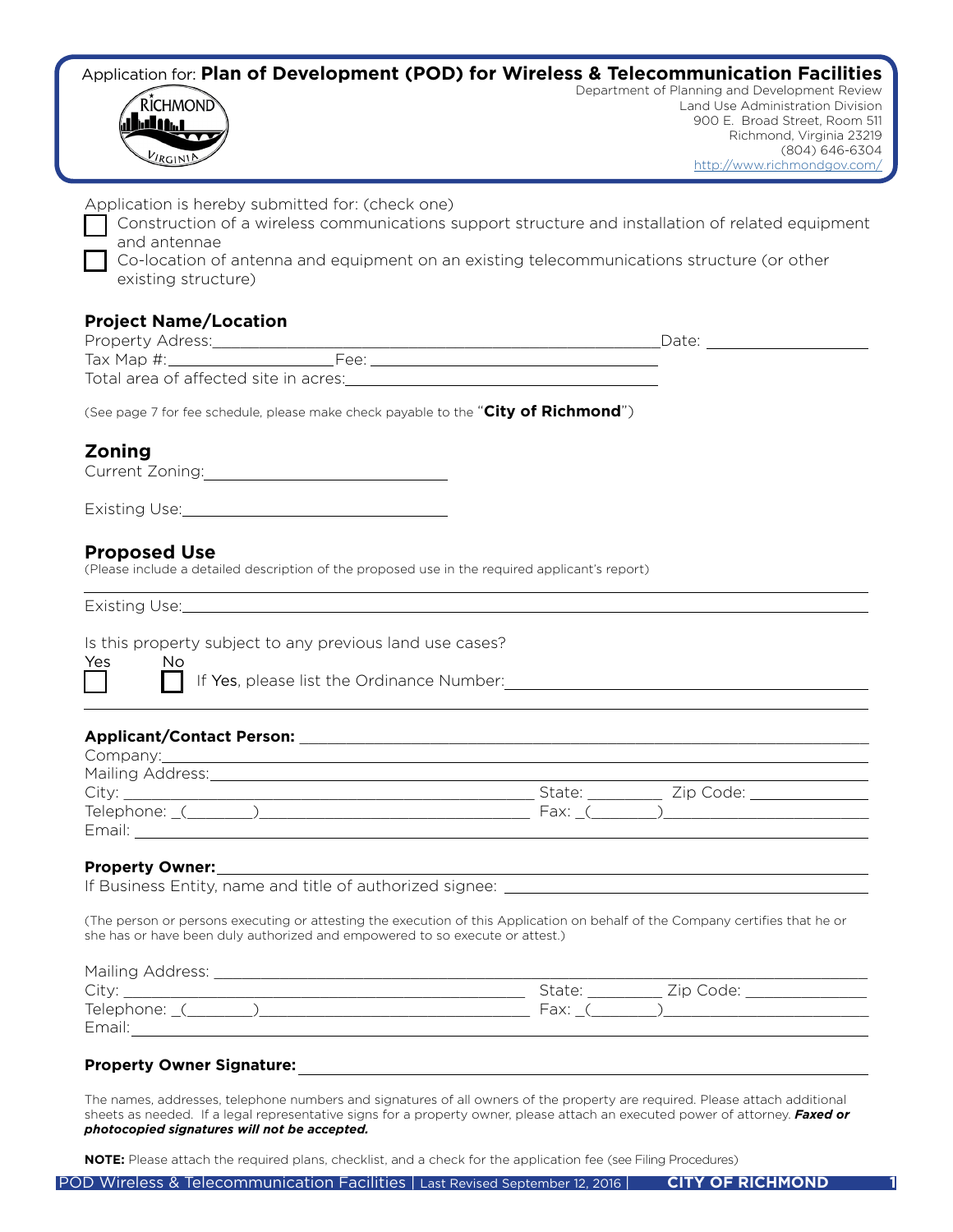Application for: **Plan of Development (POD) for Wireless & Telecommunication Facilities**

Department of Planning and Development Review
Land Use Administration Division
900 E. Broad Street, Room 511
Richmond, Virginia 23219
(804) 646-6304
http://www.richmondgov.com/

Application is hereby submitted for: (check one)

☐ Construction of a wireless communications support structure and installation of related equipment and antennae

☐ Co-location of antenna and equipment on an existing telecommunications structure (or other existing structure)

## Project Name/Location

Property Adress:_______________________________________ Date: ______________

Tax Map #:______________ Fee: _________________________

Total area of affected site in acres:_________________________

(See page 7 for fee schedule, please make check payable to the "**City of Richmond**")

## Zoning

Current Zoning:____________________

Existing Use:____________________

## Proposed Use

(Please include a detailed description of the proposed use in the required applicant's report)

______________________________________________________________________

Existing Use:_______________________________________________________

Is this property subject to any previous land use cases?

Yes ☐ No ☐ If Yes, please list the Ordinance Number:______________________________

______________________________________________________________________

**Applicant/Contact Person:** ______________________________________________

Company:_________________________________________________________

Mailing Address:___________________________________________________

City: ___________________________________ State: ________ Zip Code: ____________

Telephone: _(_______)________________________ Fax: _(_______)__________________

Email: ___________________________________________________________

**Property Owner:**_________________________________________________

If Business Entity, name and title of authorized signee: ______________________________

(The person or persons executing or attesting the execution of this Application on behalf of the Company certifies that he or she has or have been duly authorized and empowered to so execute or attest.)

Mailing Address: __________________________________________________

City: ___________________________________ State: ________ Zip Code: ____________

Telephone: _(_______)________________________ Fax: _(_______)__________________

Email:___________________________________________________________

**Property Owner Signature:**_____________________________________________

The names, addresses, telephone numbers and signatures of all owners of the property are required. Please attach additional sheets as needed. If a legal representative signs for a property owner, please attach an executed power of attorney. ***Faxed or photocopied signatures will not be accepted.***

**NOTE:** Please attach the required plans, checklist, and a check for the application fee (see Filing Procedures)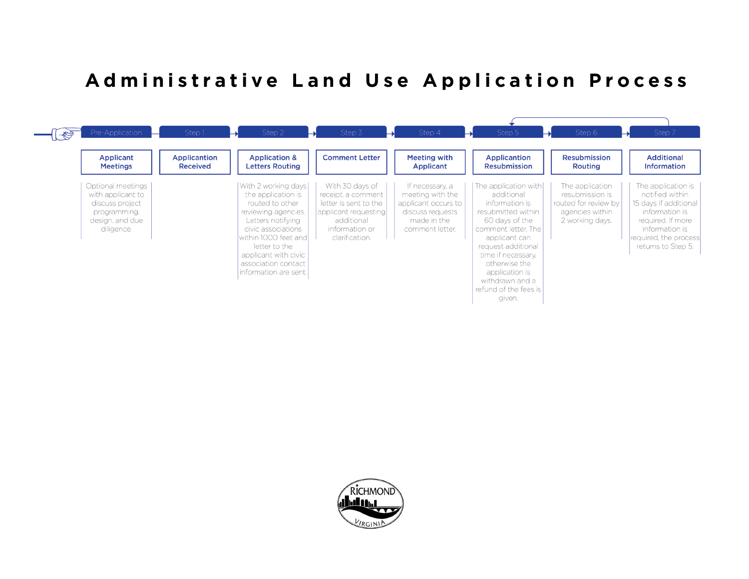# Administrative Land Use Application Process

| Pre-Application | Step 1 | Step 2 | Step 3 | Step 4 | Step 5 | Step 6 | Step 7 |
|---|---|---|---|---|---|---|---|
| **Applicant Meetings** | **Applicantion Received** | **Application & Letters Routing** | **Comment Letter** | **Meeting with Applicant** | **Application Resubmission** | **Resubmission Routing** | **Additional Information** |
| Optional meetings with applicant to discuss project programming, design, and due diligence. | | With 2 working days the application is routed to other reviewing agencies. Letters notifying civic associations within 1000 feet and letter to the applicant with civic association contact information are sent. | With 30 days of receipt, a comment letter is sent to the applicant requesting additional information or clarification. | If necessary, a meeting with the applicant occurs to discuss requests made in the comment letter. | The application with additional information is resubmitted within 60 days of the comment letter. The applicant can request additional time if necessary, otherwise the application is withdrawn and a refund of the fees is given. | The application resubmission is routed for review by agencies within 2 working days. | The application is notified within 15 days if additional information is required. If more information is required, the process returns to Step 5. |

RICHMOND VIRGINIA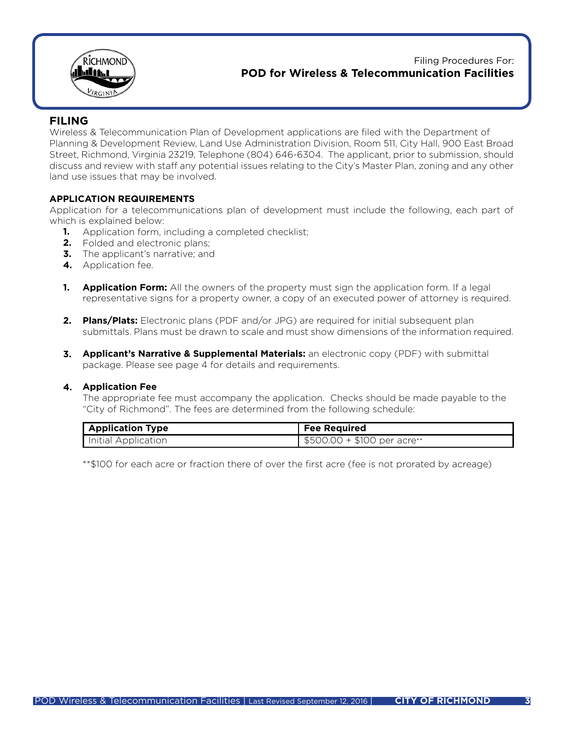Filing Procedures For:
**POD for Wireless & Telecommunication Facilities**

## FILING

Wireless & Telecommunication Plan of Development applications are filed with the Department of Planning & Development Review, Land Use Administration Division, Room 511, City Hall, 900 East Broad Street, Richmond, Virginia 23219, Telephone (804) 646-6304. The applicant, prior to submission, should discuss and review with staff any potential issues relating to the City's Master Plan, zoning and any other land use issues that may be involved.

### APPLICATION REQUIREMENTS

Application for a telecommunications plan of development must include the following, each part of which is explained below:

1. Application form, including a completed checklist;
2. Folded and electronic plans;
3. The applicant's narrative; and
4. Application fee.

1. **Application Form:** All the owners of the property must sign the application form. If a legal representative signs for a property owner, a copy of an executed power of attorney is required.

2. **Plans/Plats:** Electronic plans (PDF and/or JPG) are required for initial subsequent plan submittals. Plans must be drawn to scale and must show dimensions of the information required.

3. **Applicant's Narrative & Supplemental Materials:** an electronic copy (PDF) with submittal package. Please see page 4 for details and requirements.

4. **Application Fee**
   The appropriate fee must accompany the application. Checks should be made payable to the "City of Richmond". The fees are determined from the following schedule:

| Application Type | Fee Required |
|---|---|
| Initial Application | $500.00 + $100 per acre** |

**$100 for each acre or fraction there of over the first acre (fee is not prorated by acreage)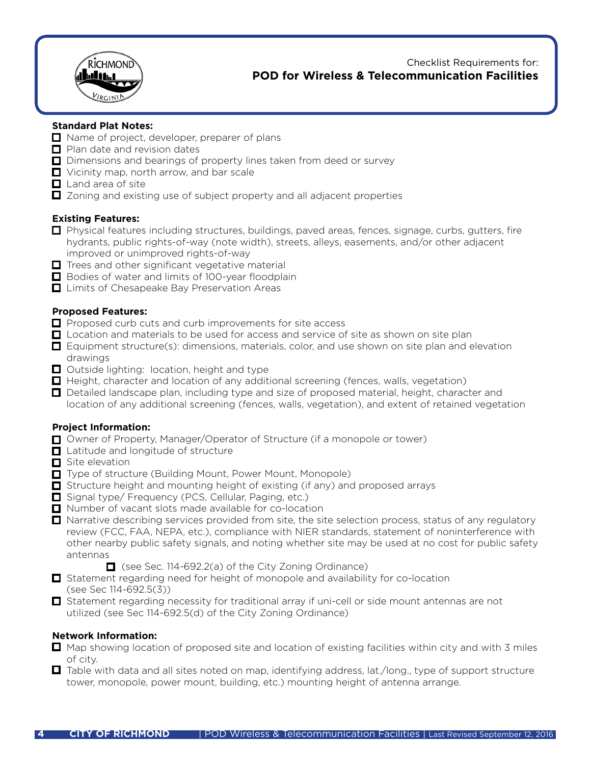Checklist Requirements for:

## POD for Wireless & Telecommunication Facilities

**Standard Plat Notes:**

- ☐ Name of project, developer, preparer of plans
- ☐ Plan date and revision dates
- ☐ Dimensions and bearings of property lines taken from deed or survey
- ☐ Vicinity map, north arrow, and bar scale
- ☐ Land area of site
- ☐ Zoning and existing use of subject property and all adjacent properties

**Existing Features:**

- ☐ Physical features including structures, buildings, paved areas, fences, signage, curbs, gutters, fire hydrants, public rights-of-way (note width), streets, alleys, easements, and/or other adjacent improved or unimproved rights-of-way
- ☐ Trees and other significant vegetative material
- ☐ Bodies of water and limits of 100-year floodplain
- ☐ Limits of Chesapeake Bay Preservation Areas

**Proposed Features:**

- ☐ Proposed curb cuts and curb improvements for site access
- ☐ Location and materials to be used for access and service of site as shown on site plan
- ☐ Equipment structure(s): dimensions, materials, color, and use shown on site plan and elevation drawings
- ☐ Outside lighting: location, height and type
- ☐ Height, character and location of any additional screening (fences, walls, vegetation)
- ☐ Detailed landscape plan, including type and size of proposed material, height, character and location of any additional screening (fences, walls, vegetation), and extent of retained vegetation

**Project Information:**

- ☐ Owner of Property, Manager/Operator of Structure (if a monopole or tower)
- ☐ Latitude and longitude of structure
- ☐ Site elevation
- ☐ Type of structure (Building Mount, Power Mount, Monopole)
- ☐ Structure height and mounting height of existing (if any) and proposed arrays
- ☐ Signal type/ Frequency (PCS, Cellular, Paging, etc.)
- ☐ Number of vacant slots made available for co-location
- ☐ Narrative describing services provided from site, the site selection process, status of any regulatory review (FCC, FAA, NEPA, etc.), compliance with NIER standards, statement of noninterference with other nearby public safety signals, and noting whether site may be used at no cost for public safety antennas
    - ☐ (see Sec. 114-692.2(a) of the City Zoning Ordinance)
- ☐ Statement regarding need for height of monopole and availability for co-location (see Sec 114-692.5(3))
- ☐ Statement regarding necessity for traditional array if uni-cell or side mount antennas are not utilized (see Sec 114-692.5(d) of the City Zoning Ordinance)

**Network Information:**

- ☐ Map showing location of proposed site and location of existing facilities within city and with 3 miles of city.
- ☐ Table with data and all sites noted on map, identifying address, lat./long., type of support structure tower, monopole, power mount, building, etc.) mounting height of antenna arrange.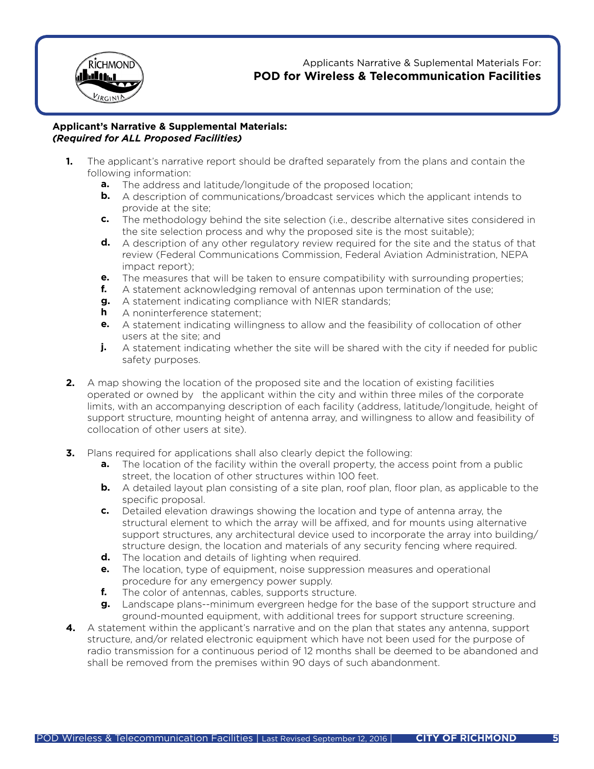Applicants Narrative & Suplemental Materials For:
**POD for Wireless & Telecommunication Facilities**

**Applicant's Narrative & Supplemental Materials:**
***(Required for ALL Proposed Facilities)***

1. The applicant's narrative report should be drafted separately from the plans and contain the following information:
   - **a.** The address and latitude/longitude of the proposed location;
   - **b.** A description of communications/broadcast services which the applicant intends to provide at the site;
   - **c.** The methodology behind the site selection (i.e., describe alternative sites considered in the site selection process and why the proposed site is the most suitable);
   - **d.** A description of any other regulatory review required for the site and the status of that review (Federal Communications Commission, Federal Aviation Administration, NEPA impact report);
   - **e.** The measures that will be taken to ensure compatibility with surrounding properties;
   - **f.** A statement acknowledging removal of antennas upon termination of the use;
   - **g.** A statement indicating compliance with NIER standards;
   - **h** A noninterference statement;
   - **e.** A statement indicating willingness to allow and the feasibility of collocation of other users at the site; and
   - **j.** A statement indicating whether the site will be shared with the city if needed for public safety purposes.

2. A map showing the location of the proposed site and the location of existing facilities operated or owned by the applicant within the city and within three miles of the corporate limits, with an accompanying description of each facility (address, latitude/longitude, height of support structure, mounting height of antenna array, and willingness to allow and feasibility of collocation of other users at site).

3. Plans required for applications shall also clearly depict the following:
   - **a.** The location of the facility within the overall property, the access point from a public street, the location of other structures within 100 feet.
   - **b.** A detailed layout plan consisting of a site plan, roof plan, floor plan, as applicable to the specific proposal.
   - **c.** Detailed elevation drawings showing the location and type of antenna array, the structural element to which the array will be affixed, and for mounts using alternative support structures, any architectural device used to incorporate the array into building/structure design, the location and materials of any security fencing where required.
   - **d.** The location and details of lighting when required.
   - **e.** The location, type of equipment, noise suppression measures and operational procedure for any emergency power supply.
   - **f.** The color of antennas, cables, supports structure.
   - **g.** Landscape plans--minimum evergreen hedge for the base of the support structure and ground-mounted equipment, with additional trees for support structure screening.

4. A statement within the applicant's narrative and on the plan that states any antenna, support structure, and/or related electronic equipment which have not been used for the purpose of radio transmission for a continuous period of 12 months shall be deemed to be abandoned and shall be removed from the premises within 90 days of such abandonment.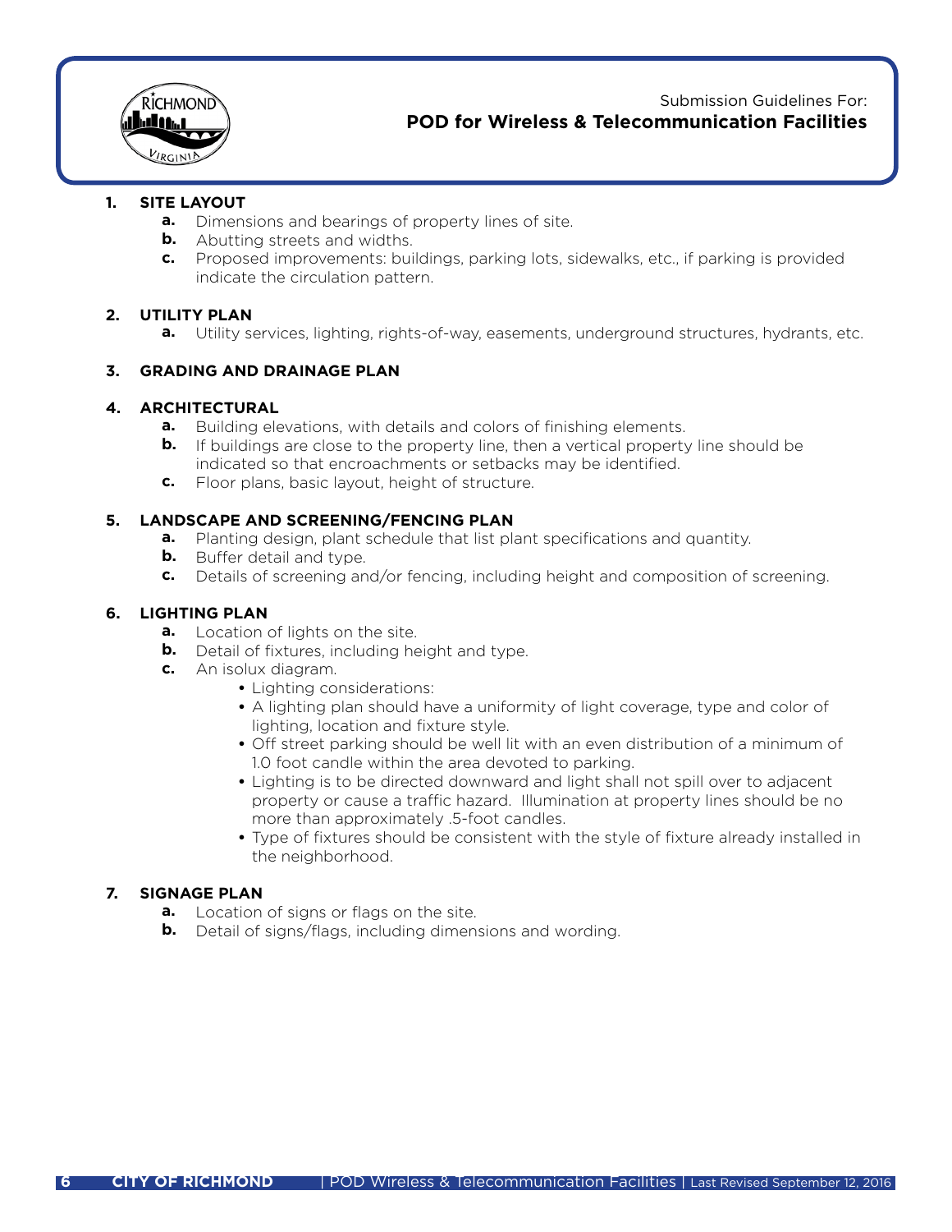Submission Guidelines For:

**POD for Wireless & Telecommunication Facilities**

1. **SITE LAYOUT**
   - **a.** Dimensions and bearings of property lines of site.
   - **b.** Abutting streets and widths.
   - **c.** Proposed improvements: buildings, parking lots, sidewalks, etc., if parking is provided indicate the circulation pattern.

2. **UTILITY PLAN**
   - **a.** Utility services, lighting, rights-of-way, easements, underground structures, hydrants, etc.

3. **GRADING AND DRAINAGE PLAN**

4. **ARCHITECTURAL**
   - **a.** Building elevations, with details and colors of finishing elements.
   - **b.** If buildings are close to the property line, then a vertical property line should be indicated so that encroachments or setbacks may be identified.
   - **c.** Floor plans, basic layout, height of structure.

5. **LANDSCAPE AND SCREENING/FENCING PLAN**
   - **a.** Planting design, plant schedule that list plant specifications and quantity.
   - **b.** Buffer detail and type.
   - **c.** Details of screening and/or fencing, including height and composition of screening.

6. **LIGHTING PLAN**
   - **a.** Location of lights on the site.
   - **b.** Detail of fixtures, including height and type.
   - **c.** An isolux diagram.
     - Lighting considerations:
     - A lighting plan should have a uniformity of light coverage, type and color of lighting, location and fixture style.
     - Off street parking should be well lit with an even distribution of a minimum of 1.0 foot candle within the area devoted to parking.
     - Lighting is to be directed downward and light shall not spill over to adjacent property or cause a traffic hazard. Illumination at property lines should be no more than approximately .5-foot candles.
     - Type of fixtures should be consistent with the style of fixture already installed in the neighborhood.

7. **SIGNAGE PLAN**
   - **a.** Location of signs or flags on the site.
   - **b.** Detail of signs/flags, including dimensions and wording.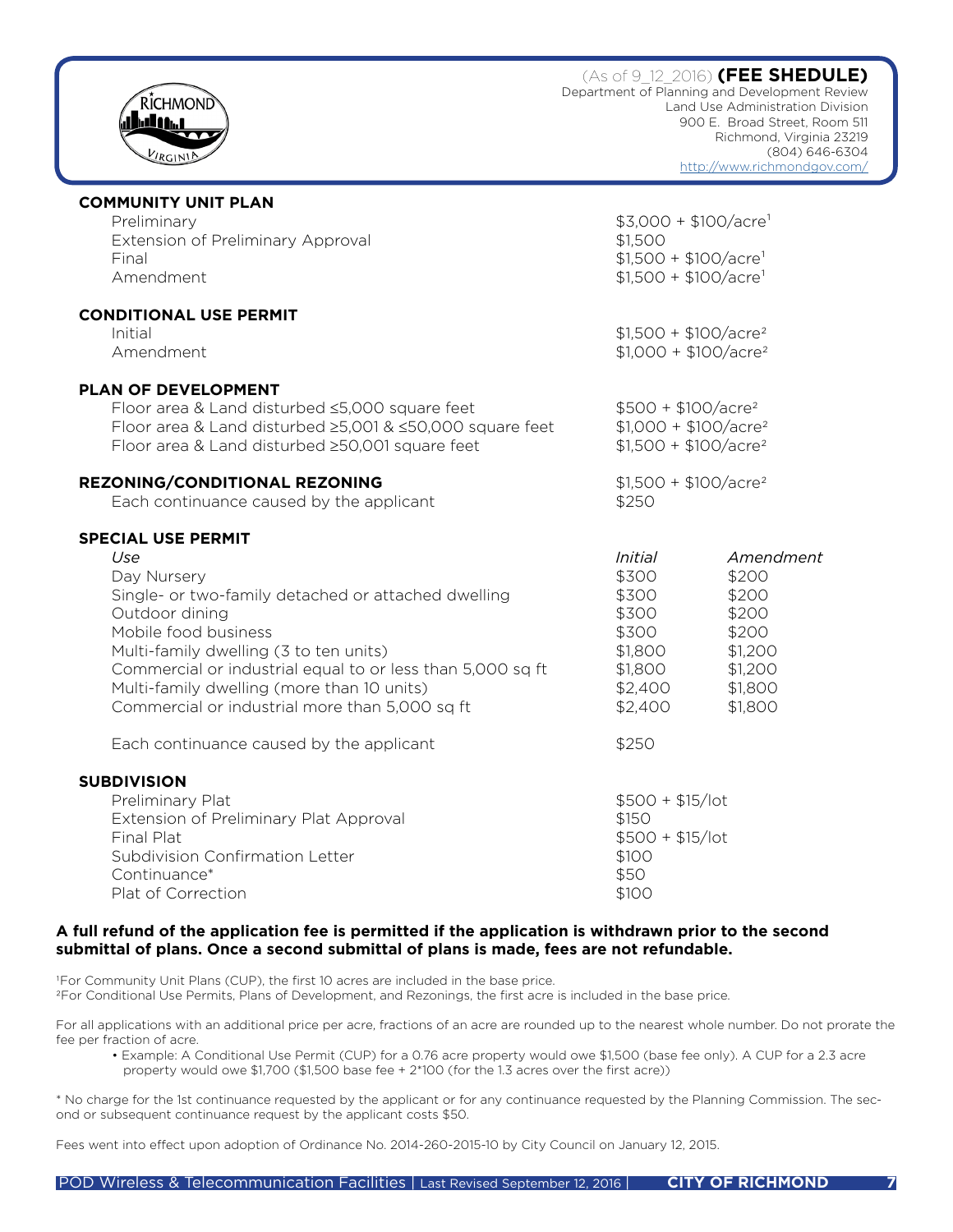(As of 9_12_2016) **(FEE SHEDULE)**
Department of Planning and Development Review
Land Use Administration Division
900 E. Broad Street, Room 511
Richmond, Virginia 23219
(804) 646-6304
http://www.richmondgov.com/

| | | |
|---|---|---|
| **COMMUNITY UNIT PLAN** | | |
| Preliminary | \$3,000 + \$100/acre[1] | |
| Extension of Preliminary Approval | \$1,500 | |
| Final | \$1,500 + \$100/acre[1] | |
| Amendment | \$1,500 + \$100/acre[1] | |
| **CONDITIONAL USE PERMIT** | | |
| Initial | \$1,500 + \$100/acre[2] | |
| Amendment | \$1,000 + \$100/acre[2] | |
| **PLAN OF DEVELOPMENT** | | |
| Floor area & Land disturbed ≤5,000 square feet | \$500 + \$100/acre[2] | |
| Floor area & Land disturbed ≥5,001 & ≤50,000 square feet | \$1,000 + \$100/acre[2] | |
| Floor area & Land disturbed ≥50,001 square feet | \$1,500 + \$100/acre[2] | |
| **REZONING/CONDITIONAL REZONING** | \$1,500 + \$100/acre[2] | |
| Each continuance caused by the applicant | \$250 | |
| **SPECIAL USE PERMIT** | | |
| *Use* | *Initial* | *Amendment* |
| Day Nursery | \$300 | \$200 |
| Single- or two-family detached or attached dwelling | \$300 | \$200 |
| Outdoor dining | \$300 | \$200 |
| Mobile food business | \$300 | \$200 |
| Multi-family dwelling (3 to ten units) | \$1,800 | \$1,200 |
| Commercial or industrial equal to or less than 5,000 sq ft | \$1,800 | \$1,200 |
| Multi-family dwelling (more than 10 units) | \$2,400 | \$1,800 |
| Commercial or industrial more than 5,000 sq ft | \$2,400 | \$1,800 |
| Each continuance caused by the applicant | \$250 | |
| **SUBDIVISION** | | |
| Preliminary Plat | \$500 + \$15/lot | |
| Extension of Preliminary Plat Approval | \$150 | |
| Final Plat | \$500 + \$15/lot | |
| Subdivision Confirmation Letter | \$100 | |
| Continuance* | \$50 | |
| Plat of Correction | \$100 | |

**A full refund of the application fee is permitted if the application is withdrawn prior to the second submittal of plans. Once a second submittal of plans is made, fees are not refundable.**

[1] For Community Unit Plans (CUP), the first 10 acres are included in the base price.
[2] For Conditional Use Permits, Plans of Development, and Rezonings, the first acre is included in the base price.

For all applications with an additional price per acre, fractions of an acre are rounded up to the nearest whole number. Do not prorate the fee per fraction of acre.

- Example: A Conditional Use Permit (CUP) for a 0.76 acre property would owe \$1,500 (base fee only). A CUP for a 2.3 acre property would owe \$1,700 (\$1,500 base fee + 2*100 (for the 1.3 acres over the first acre))

* No charge for the 1st continuance requested by the applicant or for any continuance requested by the Planning Commission. The second or subsequent continuance request by the applicant costs \$50.

Fees went into effect upon adoption of Ordinance No. 2014-260-2015-10 by City Council on January 12, 2015.